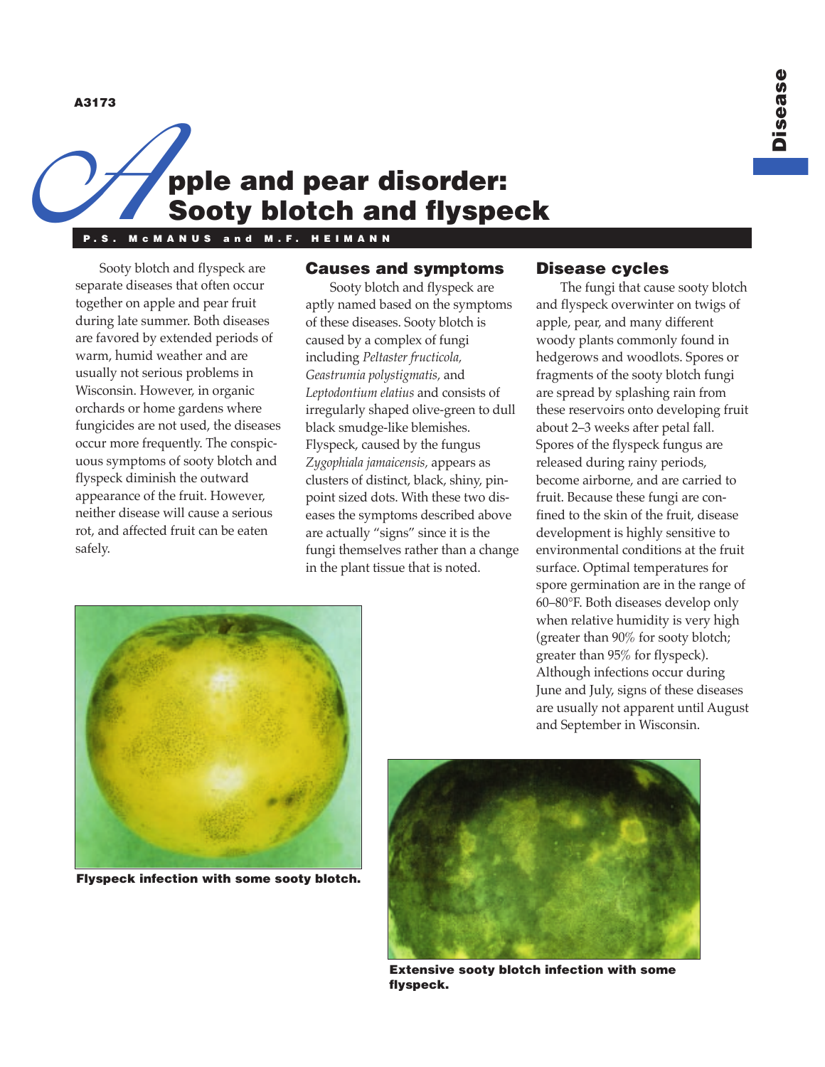A3173

# Apple and pear disorder: Sooty blotch and flyspeck

**P.S. McMANUS and M.F. HEIMANN**

Sooty blotch and flyspeck are separate diseases that often occur together on apple and pear fruit during late summer. Both diseases are favored by extended periods of warm, humid weather and are usually not serious problems in Wisconsin. However, in organic orchards or home gardens where fungicides are not used, the diseases occur more frequently. The conspicuous symptoms of sooty blotch and flyspeck diminish the outward appearance of the fruit. However, neither disease will cause a serious rot, and affected fruit can be eaten safely.

## Causes and symptoms

Sooty blotch and flyspeck are aptly named based on the symptoms of these diseases. Sooty blotch is caused by a complex of fungi including *Peltaster fructicola*, *Geastrumia polystigmatis*, and *Leptodontium elatius* and consists of irregularly shaped olive-green to dull black smudge-like blemishes. Flyspeck, caused by the fungus *Zygophiala jamaicensis*, appears as clusters of distinct, black, shiny, pinpoint sized dots. With these two diseases the symptoms described above are actually "signs" since it is the fungi themselves rather than a change in the plant tissue that is noted.

## Disease cycles

The fungi that cause sooty blotch and flyspeck overwinter on twigs of apple, pear, and many different woody plants commonly found in hedgerows and woodlots. Spores or fragments of the sooty blotch fungi are spread by splashing rain from these reservoirs onto developing fruit about 2–3 weeks after petal fall. Spores of the flyspeck fungus are released during rainy periods, become airborne, and are carried to fruit. Because these fungi are confined to the skin of the fruit, disease development is highly sensitive to environmental conditions at the fruit surface. Optimal temperatures for spore germination are in the range of 60–80°F. Both diseases develop only when relative humidity is very high (greater than 90% for sooty blotch; greater than 95% for flyspeck). Although infections occur during June and July, signs of these diseases are usually not apparent until August and September in Wisconsin.

**Flyspeck infection with some sooty blotch.**

**Extensive sooty blotch infection with some flyspeck.**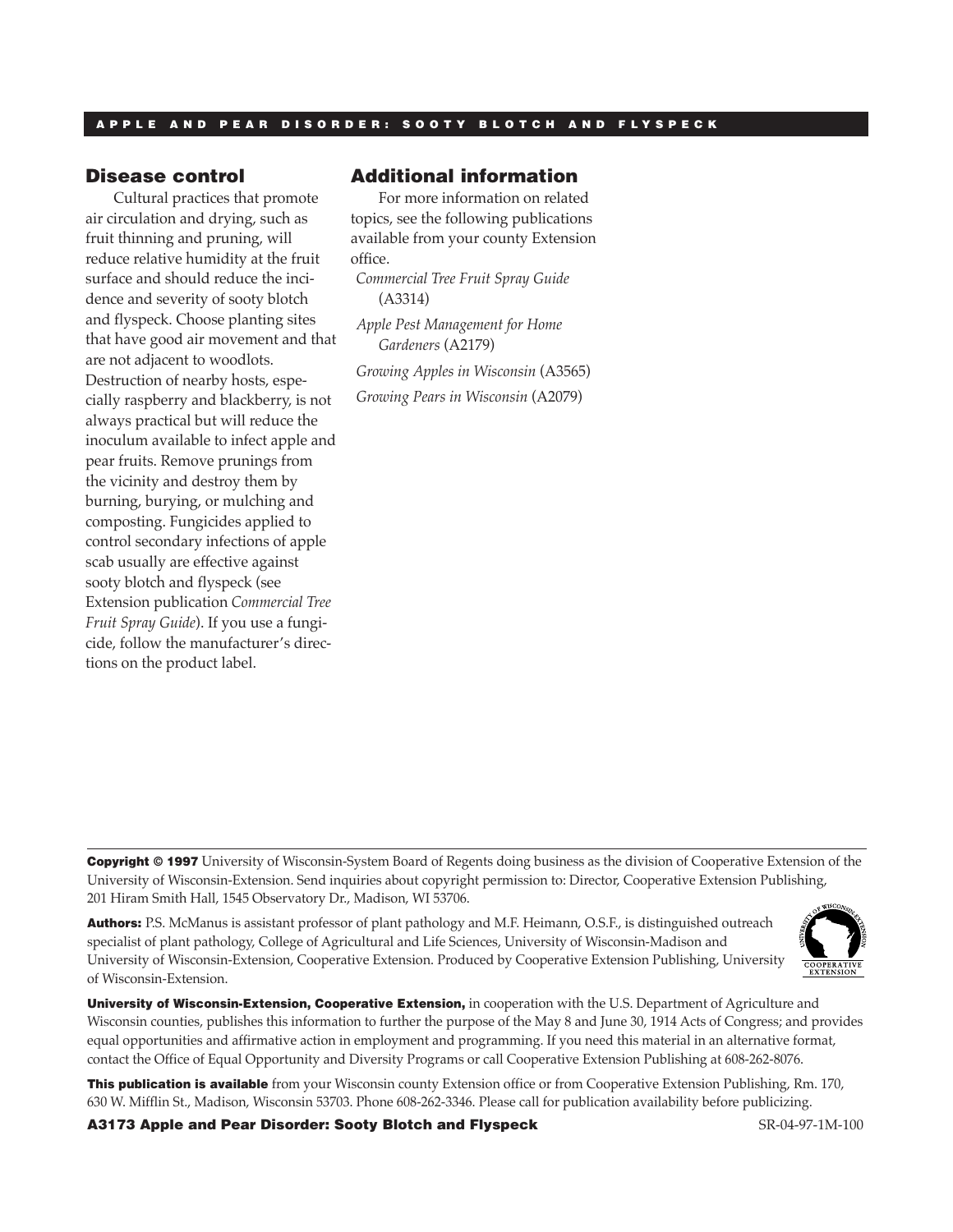## Disease control

Cultural practices that promote air circulation and drying, such as fruit thinning and pruning, will reduce relative humidity at the fruit surface and should reduce the incidence and severity of sooty blotch and flyspeck. Choose planting sites that have good air movement and that are not adjacent to woodlots. Destruction of nearby hosts, especially raspberry and blackberry, is not always practical but will reduce the inoculum available to infect apple and pear fruits. Remove prunings from the vicinity and destroy them by burning, burying, or mulching and composting. Fungicides applied to control secondary infections of apple scab usually are effective against sooty blotch and flyspeck (see Extension publication *Commercial Tree Fruit Spray Guide*). If you use a fungicide, follow the manufacturer's directions on the product label.

## Additional information

For more information on related topics, see the following publications available from your county Extension office.

*Commercial Tree Fruit Spray Guide* (A3314)

*Apple Pest Management for Home Gardeners* (A2179)

*Growing Apples in Wisconsin* (A3565)

*Growing Pears in Wisconsin* (A2079)

**Copyright © 1997** University of Wisconsin-System Board of Regents doing business as the division of Cooperative Extension of the University of Wisconsin-Extension. Send inquiries about copyright permission to: Director, Cooperative Extension Publishing, 201 Hiram Smith Hall, 1545 Observatory Dr., Madison, WI 53706.

**Authors:** P.S. McManus is assistant professor of plant pathology and M.F. Heimann, O.S.F., is distinguished outreach specialist of plant pathology, College of Agricultural and Life Sciences, University of Wisconsin-Madison and University of Wisconsin-Extension, Cooperative Extension. Produced by Cooperative Extension Publishing, University of Wisconsin-Extension.

**University of Wisconsin-Extension, Cooperative Extension,** in cooperation with the U.S. Department of Agriculture and Wisconsin counties, publishes this information to further the purpose of the May 8 and June 30, 1914 Acts of Congress; and provides equal opportunities and affirmative action in employment and programming. If you need this material in an alternative format, contact the Office of Equal Opportunity and Diversity Programs or call Cooperative Extension Publishing at 608-262-8076.

**This publication is available** from your Wisconsin county Extension office or from Cooperative Extension Publishing, Rm. 170, 630 W. Mifflin St., Madison, Wisconsin 53703. Phone 608-262-3346. Please call for publication availability before publicizing.

**A3173 Apple and Pear Disorder: Sooty Blotch and Flyspeck** SR-04-97-1M-100